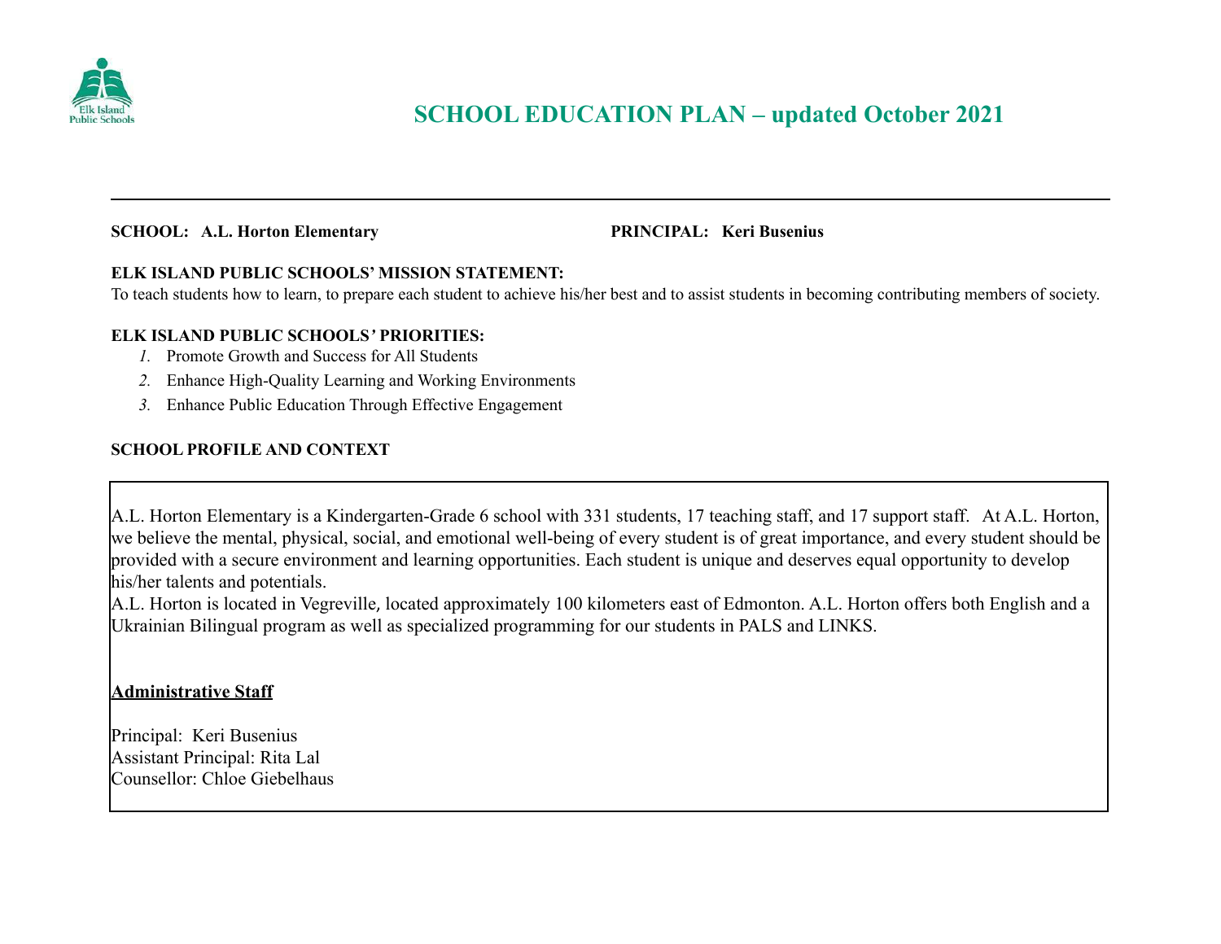# SCHOOL EDUCATION PLAN – updated October 2021

**SCHOOL:** **A.L. Horton Elementary** **PRINCIPAL:** **Keri Busenius**

**ELK ISLAND PUBLIC SCHOOLS' MISSION STATEMENT:**
To teach students how to learn, to prepare each student to achieve his/her best and to assist students in becoming contributing members of society.

**ELK ISLAND PUBLIC SCHOOLS' PRIORITIES:**

1. Promote Growth and Success for All Students
2. Enhance High-Quality Learning and Working Environments
3. Enhance Public Education Through Effective Engagement

**SCHOOL PROFILE AND CONTEXT**

A.L. Horton Elementary is a Kindergarten-Grade 6 school with 331 students, 17 teaching staff, and 17 support staff. At A.L. Horton, we believe the mental, physical, social, and emotional well-being of every student is of great importance, and every student should be provided with a secure environment and learning opportunities. Each student is unique and deserves equal opportunity to develop his/her talents and potentials.
A.L. Horton is located in Vegreville, located approximately 100 kilometers east of Edmonton. A.L. Horton offers both English and a Ukrainian Bilingual program as well as specialized programming for our students in PALS and LINKS.

**Administrative Staff**

Principal: Keri Busenius
Assistant Principal: Rita Lal
Counsellor: Chloe Giebelhaus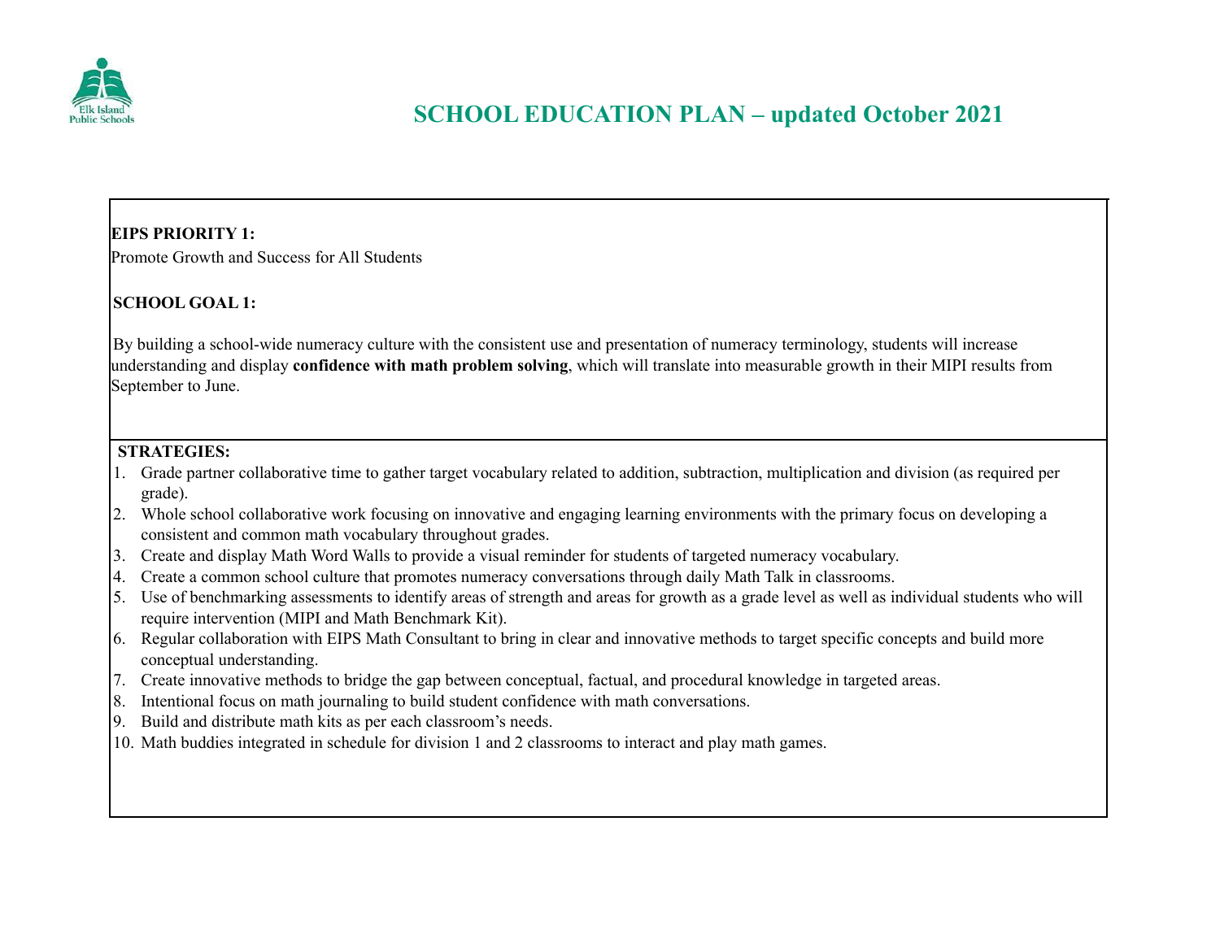# SCHOOL EDUCATION PLAN – updated October 2021

**EIPS PRIORITY 1:**
Promote Growth and Success for All Students

**SCHOOL GOAL 1:**

By building a school-wide numeracy culture with the consistent use and presentation of numeracy terminology, students will increase understanding and display **confidence with math problem solving**, which will translate into measurable growth in their MIPI results from September to June.

**STRATEGIES:**

1. Grade partner collaborative time to gather target vocabulary related to addition, subtraction, multiplication and division (as required per grade).
2. Whole school collaborative work focusing on innovative and engaging learning environments with the primary focus on developing a consistent and common math vocabulary throughout grades.
3. Create and display Math Word Walls to provide a visual reminder for students of targeted numeracy vocabulary.
4. Create a common school culture that promotes numeracy conversations through daily Math Talk in classrooms.
5. Use of benchmarking assessments to identify areas of strength and areas for growth as a grade level as well as individual students who will require intervention (MIPI and Math Benchmark Kit).
6. Regular collaboration with EIPS Math Consultant to bring in clear and innovative methods to target specific concepts and build more conceptual understanding.
7. Create innovative methods to bridge the gap between conceptual, factual, and procedural knowledge in targeted areas.
8. Intentional focus on math journaling to build student confidence with math conversations.
9. Build and distribute math kits as per each classroom's needs.
10. Math buddies integrated in schedule for division 1 and 2 classrooms to interact and play math games.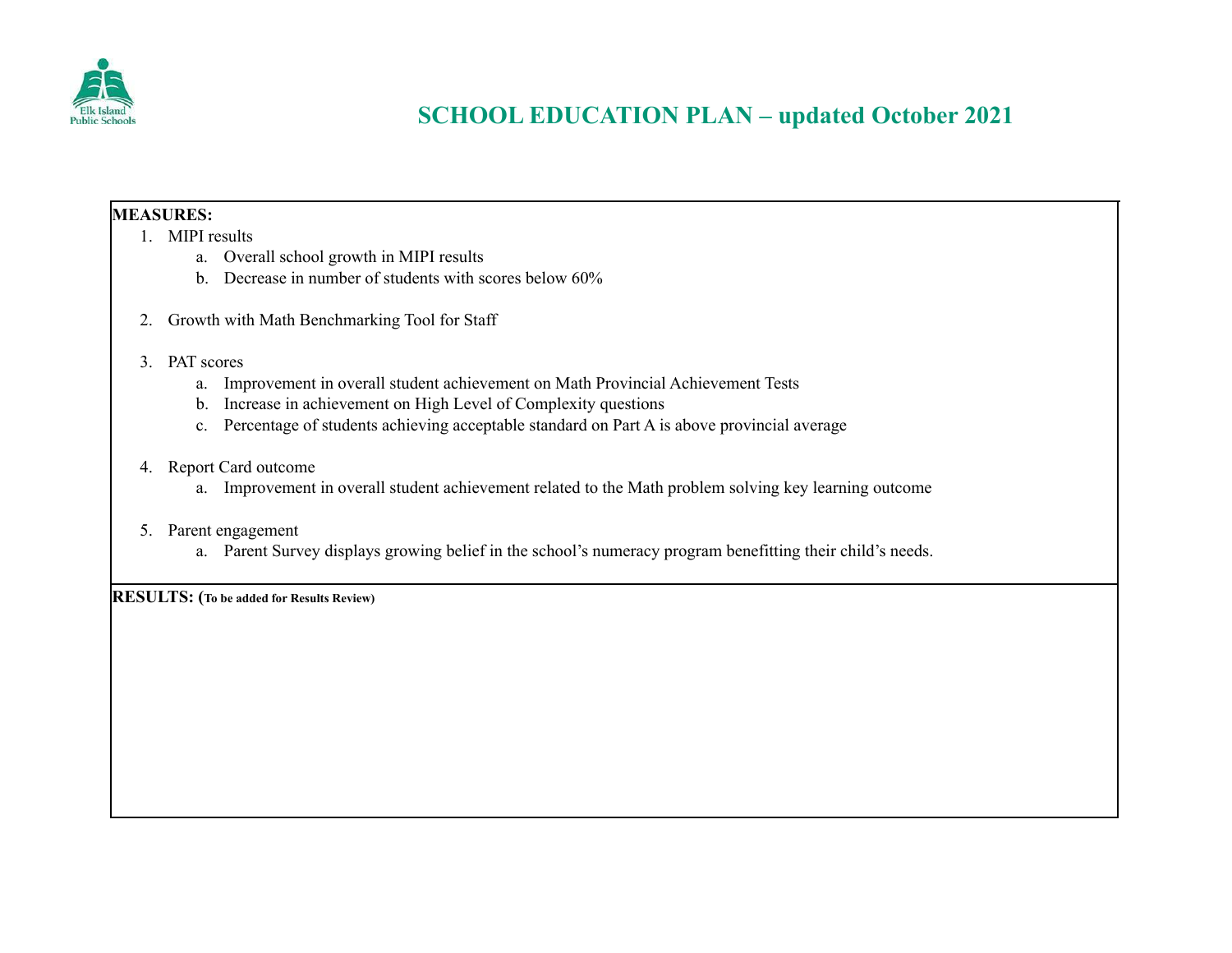# SCHOOL EDUCATION PLAN – updated October 2021

**MEASURES:**

1. MIPI results
   a. Overall school growth in MIPI results
   b. Decrease in number of students with scores below 60%

2. Growth with Math Benchmarking Tool for Staff

3. PAT scores
   a. Improvement in overall student achievement on Math Provincial Achievement Tests
   b. Increase in achievement on High Level of Complexity questions
   c. Percentage of students achieving acceptable standard on Part A is above provincial average

4. Report Card outcome
   a. Improvement in overall student achievement related to the Math problem solving key learning outcome

5. Parent engagement
   a. Parent Survey displays growing belief in the school's numeracy program benefitting their child's needs.

**RESULTS: (To be added for Results Review)**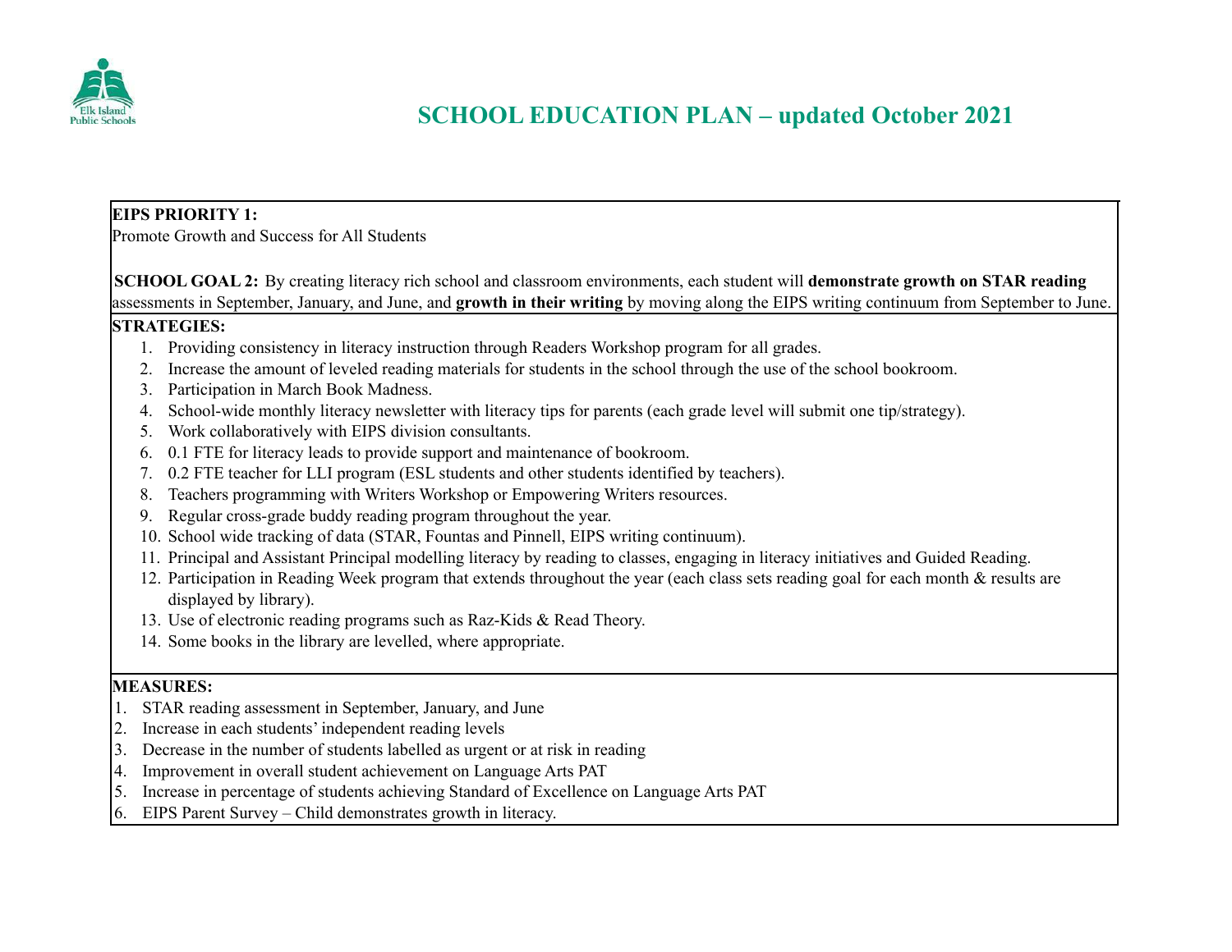# SCHOOL EDUCATION PLAN – updated October 2021

**EIPS PRIORITY 1:**
Promote Growth and Success for All Students

**SCHOOL GOAL 2:** By creating literacy rich school and classroom environments, each student will **demonstrate growth on STAR reading** assessments in September, January, and June, and **growth in their writing** by moving along the EIPS writing continuum from September to June.

**STRATEGIES:**

1. Providing consistency in literacy instruction through Readers Workshop program for all grades.
2. Increase the amount of leveled reading materials for students in the school through the use of the school bookroom.
3. Participation in March Book Madness.
4. School-wide monthly literacy newsletter with literacy tips for parents (each grade level will submit one tip/strategy).
5. Work collaboratively with EIPS division consultants.
6. 0.1 FTE for literacy leads to provide support and maintenance of bookroom.
7. 0.2 FTE teacher for LLI program (ESL students and other students identified by teachers).
8. Teachers programming with Writers Workshop or Empowering Writers resources.
9. Regular cross-grade buddy reading program throughout the year.
10. School wide tracking of data (STAR, Fountas and Pinnell, EIPS writing continuum).
11. Principal and Assistant Principal modelling literacy by reading to classes, engaging in literacy initiatives and Guided Reading.
12. Participation in Reading Week program that extends throughout the year (each class sets reading goal for each month & results are displayed by library).
13. Use of electronic reading programs such as Raz-Kids & Read Theory.
14. Some books in the library are levelled, where appropriate.

**MEASURES:**

1. STAR reading assessment in September, January, and June
2. Increase in each students' independent reading levels
3. Decrease in the number of students labelled as urgent or at risk in reading
4. Improvement in overall student achievement on Language Arts PAT
5. Increase in percentage of students achieving Standard of Excellence on Language Arts PAT
6. EIPS Parent Survey – Child demonstrates growth in literacy.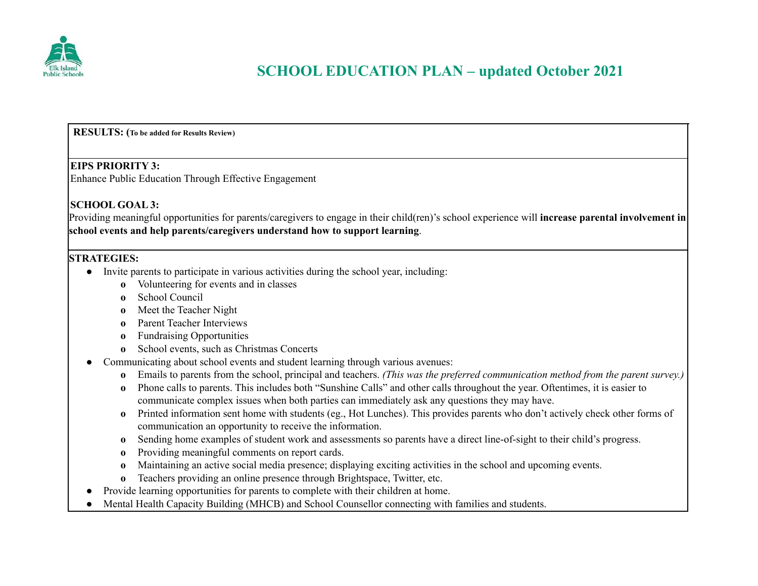# SCHOOL EDUCATION PLAN – updated October 2021

**RESULTS: (To be added for Results Review)**

**EIPS PRIORITY 3:**
Enhance Public Education Through Effective Engagement

**SCHOOL GOAL 3:**
Providing meaningful opportunities for parents/caregivers to engage in their child(ren)'s school experience will **increase parental involvement in school events and help parents/caregivers understand how to support learning**.

**STRATEGIES:**

- Invite parents to participate in various activities during the school year, including:
  - Volunteering for events and in classes
  - School Council
  - Meet the Teacher Night
  - Parent Teacher Interviews
  - Fundraising Opportunities
  - School events, such as Christmas Concerts
- Communicating about school events and student learning through various avenues:
  - Emails to parents from the school, principal and teachers. *(This was the preferred communication method from the parent survey.)*
  - Phone calls to parents. This includes both "Sunshine Calls" and other calls throughout the year. Oftentimes, it is easier to communicate complex issues when both parties can immediately ask any questions they may have.
  - Printed information sent home with students (eg., Hot Lunches). This provides parents who don't actively check other forms of communication an opportunity to receive the information.
  - Sending home examples of student work and assessments so parents have a direct line-of-sight to their child's progress.
  - Providing meaningful comments on report cards.
  - Maintaining an active social media presence; displaying exciting activities in the school and upcoming events.
  - Teachers providing an online presence through Brightspace, Twitter, etc.
- Provide learning opportunities for parents to complete with their children at home.
- Mental Health Capacity Building (MHCB) and School Counsellor connecting with families and students.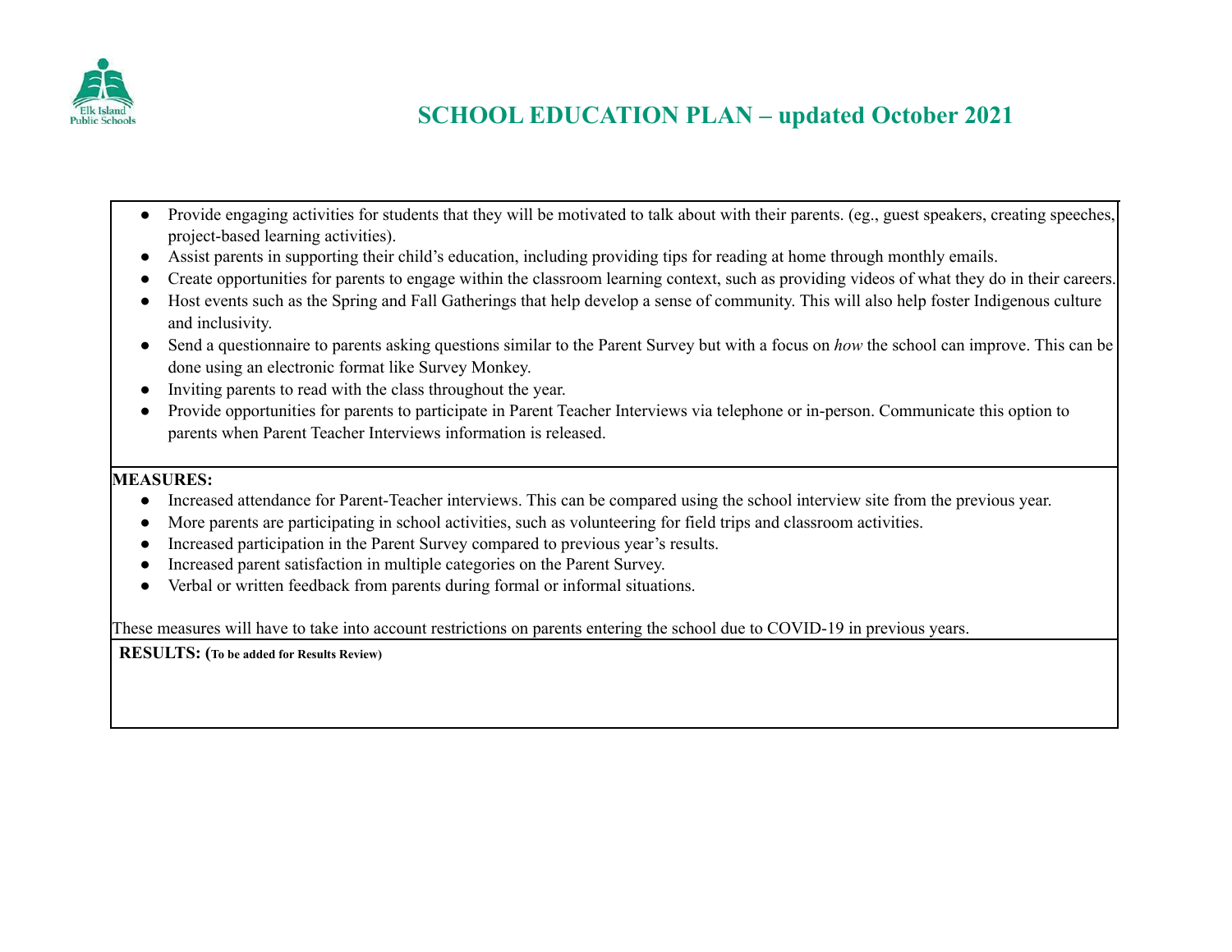- Provide engaging activities for students that they will be motivated to talk about with their parents. (eg., guest speakers, creating speeches, project-based learning activities).
- Assist parents in supporting their child's education, including providing tips for reading at home through monthly emails.
- Create opportunities for parents to engage within the classroom learning context, such as providing videos of what they do in their careers.
- Host events such as the Spring and Fall Gatherings that help develop a sense of community. This will also help foster Indigenous culture and inclusivity.
- Send a questionnaire to parents asking questions similar to the Parent Survey but with a focus on *how* the school can improve. This can be done using an electronic format like Survey Monkey.
- Inviting parents to read with the class throughout the year.
- Provide opportunities for parents to participate in Parent Teacher Interviews via telephone or in-person. Communicate this option to parents when Parent Teacher Interviews information is released.

**MEASURES:**

- Increased attendance for Parent-Teacher interviews. This can be compared using the school interview site from the previous year.
- More parents are participating in school activities, such as volunteering for field trips and classroom activities.
- Increased participation in the Parent Survey compared to previous year's results.
- Increased parent satisfaction in multiple categories on the Parent Survey.
- Verbal or written feedback from parents during formal or informal situations.

These measures will have to take into account restrictions on parents entering the school due to COVID-19 in previous years.

**RESULTS: (To be added for Results Review)**